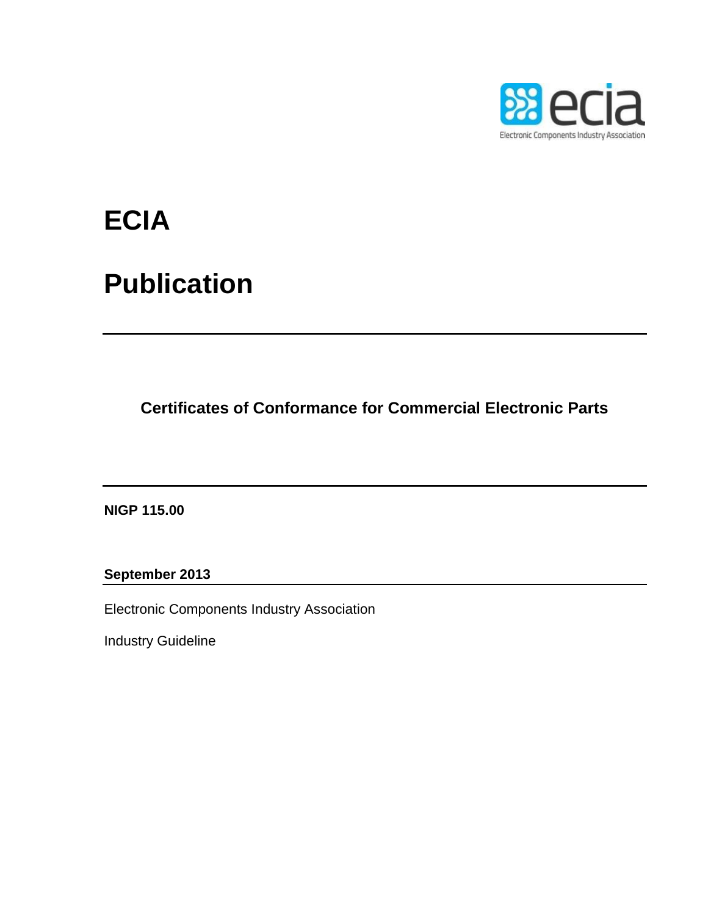# ECIA

# Publication

---

**Certificates of Conformance for Commercial Electronic Parts**

---

**NIGP 115.00**

**September 2013**

Electronic Components Industry Association

Industry Guideline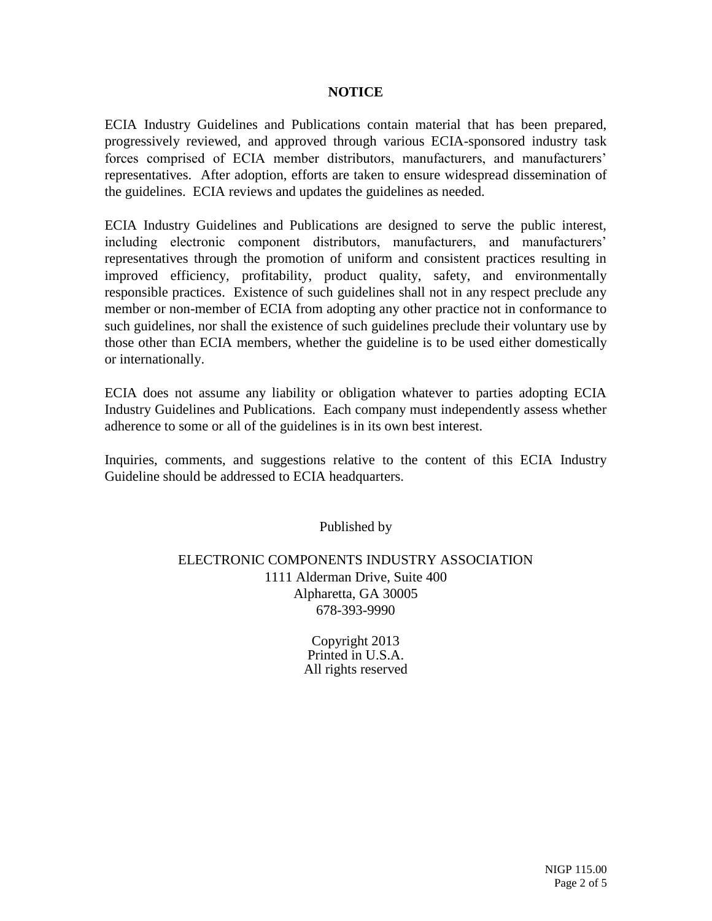## NOTICE

ECIA Industry Guidelines and Publications contain material that has been prepared, progressively reviewed, and approved through various ECIA-sponsored industry task forces comprised of ECIA member distributors, manufacturers, and manufacturers' representatives. After adoption, efforts are taken to ensure widespread dissemination of the guidelines. ECIA reviews and updates the guidelines as needed.

ECIA Industry Guidelines and Publications are designed to serve the public interest, including electronic component distributors, manufacturers, and manufacturers' representatives through the promotion of uniform and consistent practices resulting in improved efficiency, profitability, product quality, safety, and environmentally responsible practices. Existence of such guidelines shall not in any respect preclude any member or non-member of ECIA from adopting any other practice not in conformance to such guidelines, nor shall the existence of such guidelines preclude their voluntary use by those other than ECIA members, whether the guideline is to be used either domestically or internationally.

ECIA does not assume any liability or obligation whatever to parties adopting ECIA Industry Guidelines and Publications. Each company must independently assess whether adherence to some or all of the guidelines is in its own best interest.

Inquiries, comments, and suggestions relative to the content of this ECIA Industry Guideline should be addressed to ECIA headquarters.

Published by

ELECTRONIC COMPONENTS INDUSTRY ASSOCIATION
1111 Alderman Drive, Suite 400
Alpharetta, GA 30005
678-393-9990

Copyright 2013
Printed in U.S.A.
All rights reserved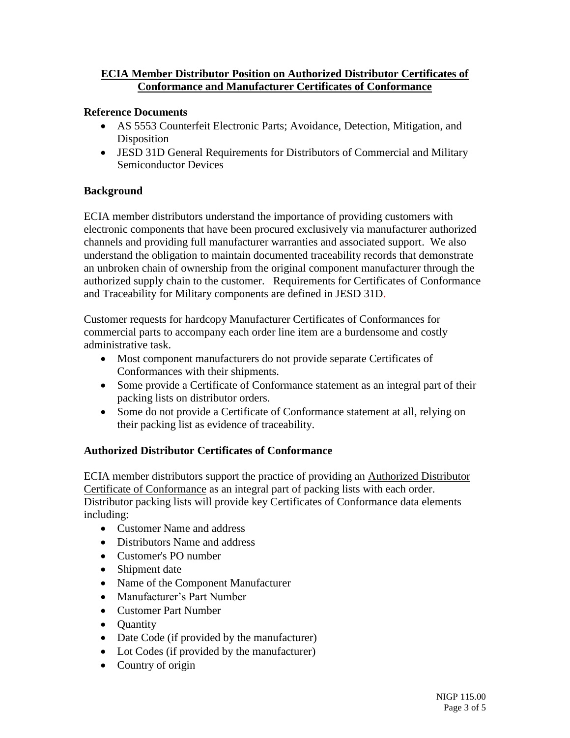## ECIA Member Distributor Position on Authorized Distributor Certificates of Conformance and Manufacturer Certificates of Conformance

### Reference Documents

- AS 5553 Counterfeit Electronic Parts; Avoidance, Detection, Mitigation, and Disposition
- JESD 31D General Requirements for Distributors of Commercial and Military Semiconductor Devices

### Background

ECIA member distributors understand the importance of providing customers with electronic components that have been procured exclusively via manufacturer authorized channels and providing full manufacturer warranties and associated support. We also understand the obligation to maintain documented traceability records that demonstrate an unbroken chain of ownership from the original component manufacturer through the authorized supply chain to the customer. Requirements for Certificates of Conformance and Traceability for Military components are defined in JESD 31D.

Customer requests for hardcopy Manufacturer Certificates of Conformances for commercial parts to accompany each order line item are a burdensome and costly administrative task.

- Most component manufacturers do not provide separate Certificates of Conformances with their shipments.
- Some provide a Certificate of Conformance statement as an integral part of their packing lists on distributor orders.
- Some do not provide a Certificate of Conformance statement at all, relying on their packing list as evidence of traceability.

### Authorized Distributor Certificates of Conformance

ECIA member distributors support the practice of providing an Authorized Distributor Certificate of Conformance as an integral part of packing lists with each order. Distributor packing lists will provide key Certificates of Conformance data elements including:

- Customer Name and address
- Distributors Name and address
- Customer's PO number
- Shipment date
- Name of the Component Manufacturer
- Manufacturer's Part Number
- Customer Part Number
- Quantity
- Date Code (if provided by the manufacturer)
- Lot Codes (if provided by the manufacturer)
- Country of origin

NIGP 115.00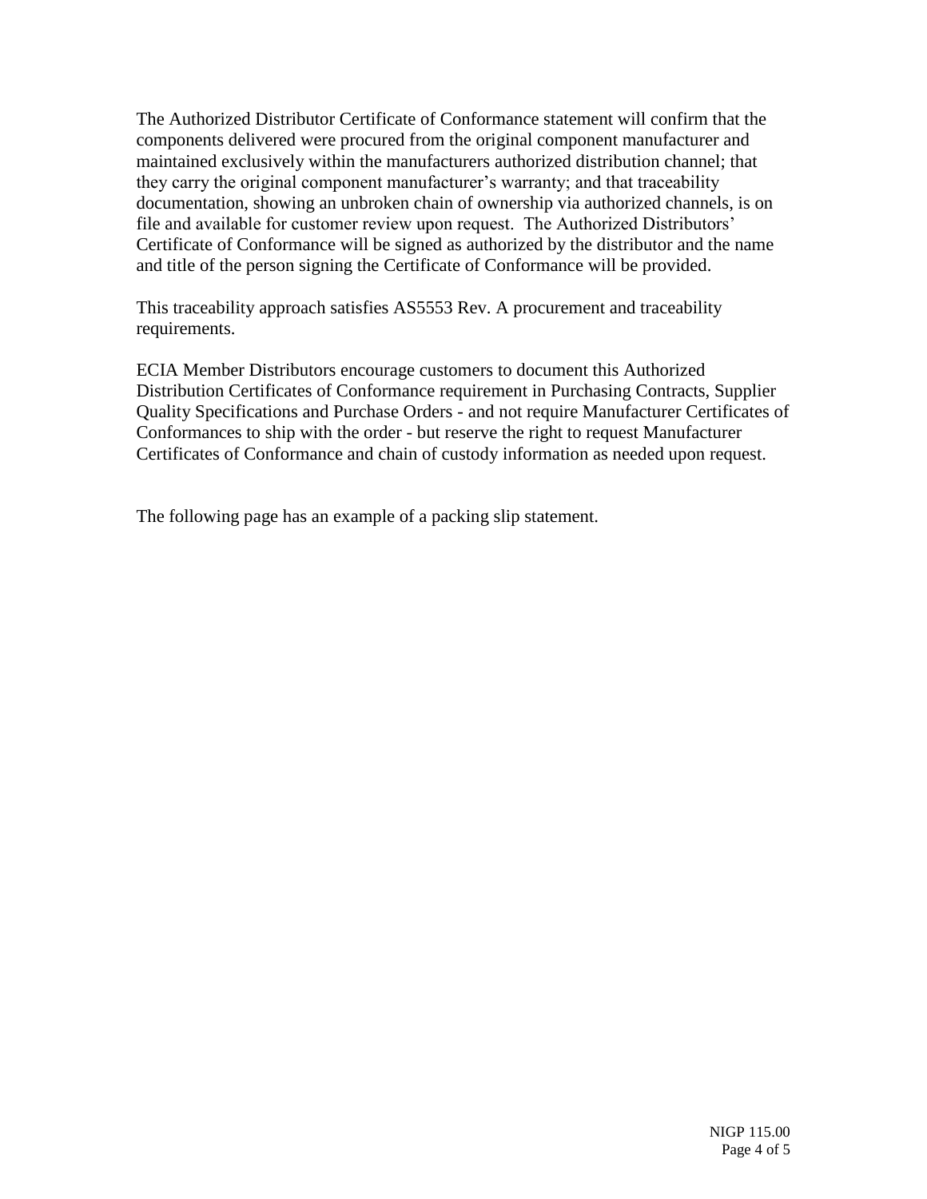The Authorized Distributor Certificate of Conformance statement will confirm that the components delivered were procured from the original component manufacturer and maintained exclusively within the manufacturers authorized distribution channel; that they carry the original component manufacturer's warranty; and that traceability documentation, showing an unbroken chain of ownership via authorized channels, is on file and available for customer review upon request. The Authorized Distributors' Certificate of Conformance will be signed as authorized by the distributor and the name and title of the person signing the Certificate of Conformance will be provided.

This traceability approach satisfies AS5553 Rev. A procurement and traceability requirements.

ECIA Member Distributors encourage customers to document this Authorized Distribution Certificates of Conformance requirement in Purchasing Contracts, Supplier Quality Specifications and Purchase Orders - and not require Manufacturer Certificates of Conformances to ship with the order - but reserve the right to request Manufacturer Certificates of Conformance and chain of custody information as needed upon request.

The following page has an example of a packing slip statement.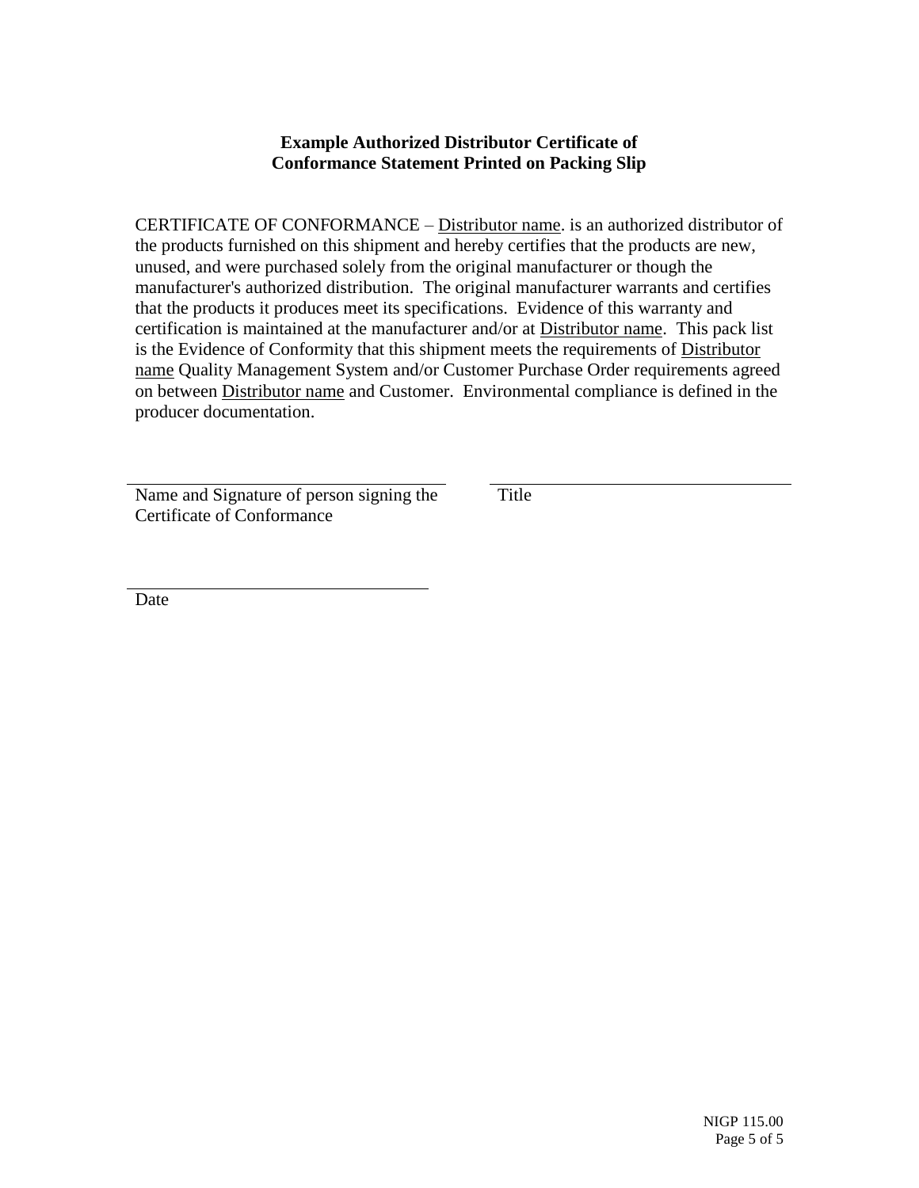**Example Authorized Distributor Certificate of Conformance Statement Printed on Packing Slip**

CERTIFICATE OF CONFORMANCE – Distributor name. is an authorized distributor of the products furnished on this shipment and hereby certifies that the products are new, unused, and were purchased solely from the original manufacturer or though the manufacturer's authorized distribution. The original manufacturer warrants and certifies that the products it produces meet its specifications. Evidence of this warranty and certification is maintained at the manufacturer and/or at Distributor name. This pack list is the Evidence of Conformity that this shipment meets the requirements of Distributor name Quality Management System and/or Customer Purchase Order requirements agreed on between Distributor name and Customer. Environmental compliance is defined in the producer documentation.

\_\_\_\_\_\_\_\_\_\_\_\_\_\_\_\_\_\_\_\_\_\_\_\_\_\_\_\_\_\_\_\_\_\_\_\_
Name and Signature of person signing the Certificate of Conformance

\_\_\_\_\_\_\_\_\_\_\_\_\_\_\_\_\_\_\_\_\_\_\_\_\_\_\_\_\_\_\_\_\_\_\_\_
Title

\_\_\_\_\_\_\_\_\_\_\_\_\_\_\_\_\_\_\_\_\_\_\_\_\_\_\_\_\_\_\_\_\_\_\_\_
Date